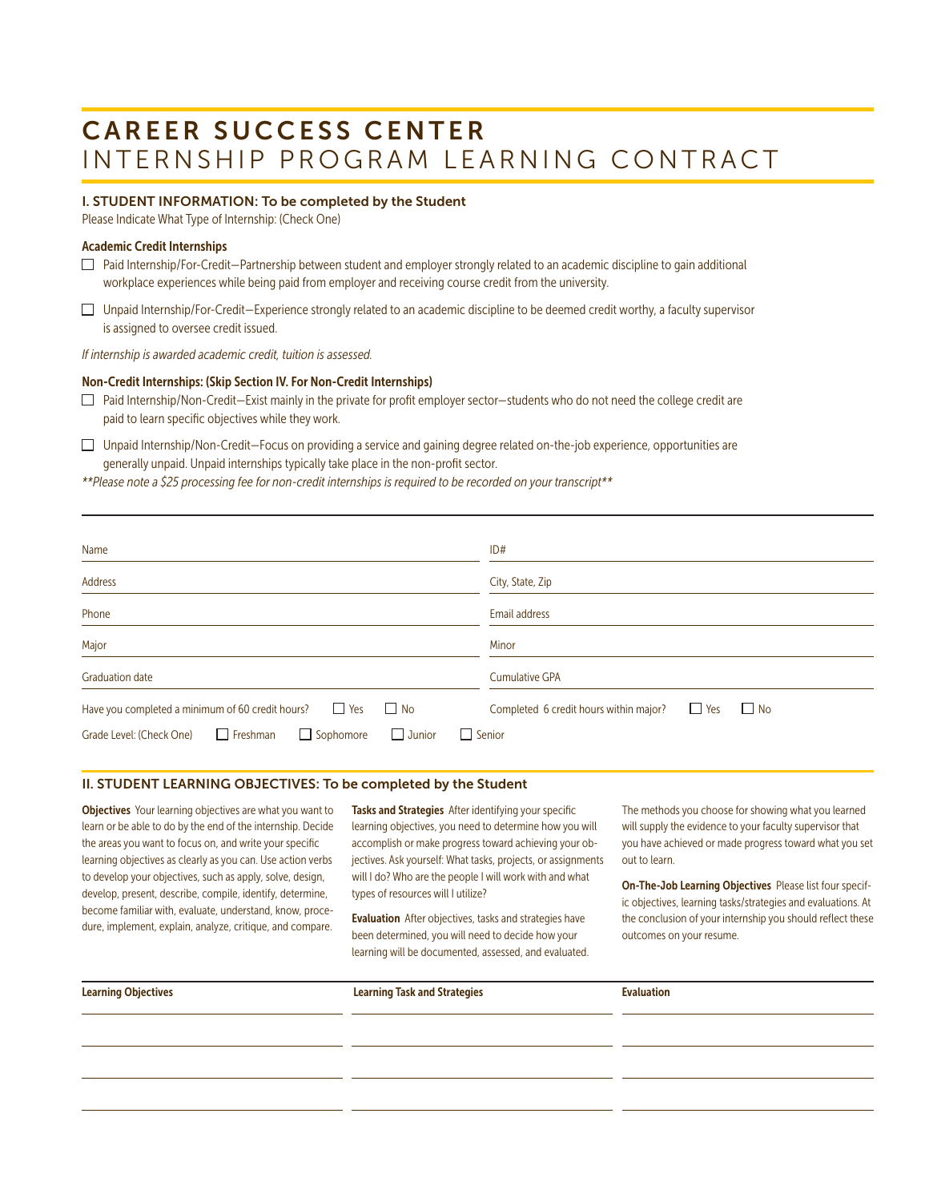# CAREER SUCCESS CENTER
## INTERNSHIP PROGRAM LEARNING CONTRACT

### I. STUDENT INFORMATION: To be completed by the Student

Please Indicate What Type of Internship: (Check One)

**Academic Credit Internships**

- ☐ Paid Internship/For-Credit—Partnership between student and employer strongly related to an academic discipline to gain additional workplace experiences while being paid from employer and receiving course credit from the university.
- ☐ Unpaid Internship/For-Credit—Experience strongly related to an academic discipline to be deemed credit worthy, a faculty supervisor is assigned to oversee credit issued.

*If internship is awarded academic credit, tuition is assessed.*

**Non-Credit Internships: (Skip Section IV. For Non-Credit Internships)**

- ☐ Paid Internship/Non-Credit—Exist mainly in the private for profit employer sector—students who do not need the college credit are paid to learn specific objectives while they work.
- ☐ Unpaid Internship/Non-Credit—Focus on providing a service and gaining degree related on-the-job experience, opportunities are generally unpaid. Unpaid internships typically take place in the non-profit sector.

*\*\*Please note a $25 processing fee for non-credit internships is required to be recorded on your transcript\*\**

| | |
|---|---|
| Name | ID# |
| Address | City, State, Zip |
| Phone | Email address |
| Major | Minor |
| Graduation date | Cumulative GPA |
| Have you completed a minimum of 60 credit hours? ☐ Yes ☐ No | Completed 6 credit hours within major? ☐ Yes ☐ No |

Grade Level: (Check One) ☐ Freshman ☐ Sophomore ☐ Junior ☐ Senior

### II. STUDENT LEARNING OBJECTIVES: To be completed by the Student

**Objectives** Your learning objectives are what you want to learn or be able to do by the end of the internship. Decide the areas you want to focus on, and write your specific learning objectives as clearly as you can. Use action verbs to develop your objectives, such as apply, solve, design, develop, present, describe, compile, identify, determine, become familiar with, evaluate, understand, know, procedure, implement, explain, analyze, critique, and compare.

**Tasks and Strategies** After identifying your specific learning objectives, you need to determine how you will accomplish or make progress toward achieving your objectives. Ask yourself: What tasks, projects, or assignments will I do? Who are the people I will work with and what types of resources will I utilize?

**Evaluation** After objectives, tasks and strategies have been determined, you will need to decide how your learning will be documented, assessed, and evaluated. The methods you choose for showing what you learned will supply the evidence to your faculty supervisor that you have achieved or made progress toward what you set out to learn.

**On-The-Job Learning Objectives** Please list four specific objectives, learning tasks/strategies and evaluations. At the conclusion of your internship you should reflect these outcomes on your resume.

| Learning Objectives | Learning Task and Strategies | Evaluation |
|---|---|---|
| | | |
| | | |
| | | |
| | | |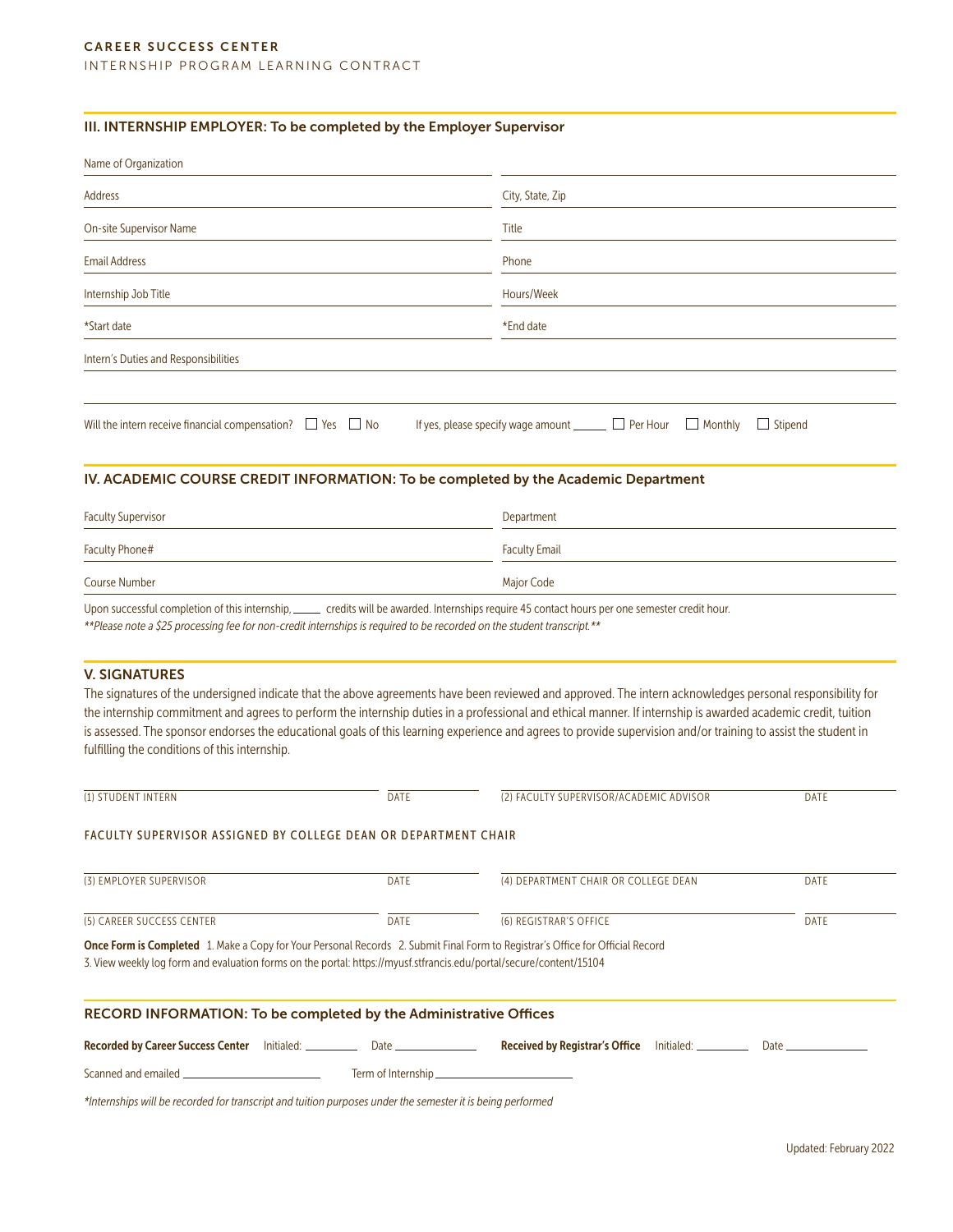CAREER SUCCESS CENTER

INTERNSHIP PROGRAM LEARNING CONTRACT

## III. INTERNSHIP EMPLOYER: To be completed by the Employer Supervisor

Name of Organization ______________________

Address ______________________ City, State, Zip ______________________

On-site Supervisor Name ______________________ Title ______________________

Email Address ______________________ Phone ______________________

Internship Job Title ______________________ Hours/Week ______________________

*Start date ______________________ *End date ______________________

Intern's Duties and Responsibilities ______________________

Will the intern receive financial compensation? ☐ Yes ☐ No If yes, please specify wage amount ______ ☐ Per Hour ☐ Monthly ☐ Stipend

## IV. ACADEMIC COURSE CREDIT INFORMATION: To be completed by the Academic Department

Faculty Supervisor ______________________ Department ______________________

Faculty Phone# ______________________ Faculty Email ______________________

Course Number ______________________ Major Code ______________________

Upon successful completion of this internship, _____ credits will be awarded. Internships require 45 contact hours per one semester credit hour.

*\*\*Please note a $25 processing fee for non-credit internships is required to be recorded on the student transcript.\*\**

## V. SIGNATURES

The signatures of the undersigned indicate that the above agreements have been reviewed and approved. The intern acknowledges personal responsibility for the internship commitment and agrees to perform the internship duties in a professional and ethical manner. If internship is awarded academic credit, tuition is assessed. The sponsor endorses the educational goals of this learning experience and agrees to provide supervision and/or training to assist the student in fulfilling the conditions of this internship.

(1) STUDENT INTERN ______________________ DATE ________ (2) FACULTY SUPERVISOR/ACADEMIC ADVISOR ______________________ DATE ________

FACULTY SUPERVISOR ASSIGNED BY COLLEGE DEAN OR DEPARTMENT CHAIR

(3) EMPLOYER SUPERVISOR ______________________ DATE ________ (4) DEPARTMENT CHAIR OR COLLEGE DEAN ______________________ DATE ________

(5) CAREER SUCCESS CENTER ______________________ DATE ________ (6) REGISTRAR'S OFFICE ______________________ DATE ________

**Once Form is Completed** 1. Make a Copy for Your Personal Records 2. Submit Final Form to Registrar's Office for Official Record
3. View weekly log form and evaluation forms on the portal: https://myusf.stfrancis.edu/portal/secure/content/15104

## RECORD INFORMATION: To be completed by the Administrative Offices

**Recorded by Career Success Center** Initialed: ________ Date ____________ **Received by Registrar's Office** Initialed: ________ Date ____________

Scanned and emailed ______________________ Term of Internship ______________________

*\*Internships will be recorded for transcript and tuition purposes under the semester it is being performed*

Updated: February 2022